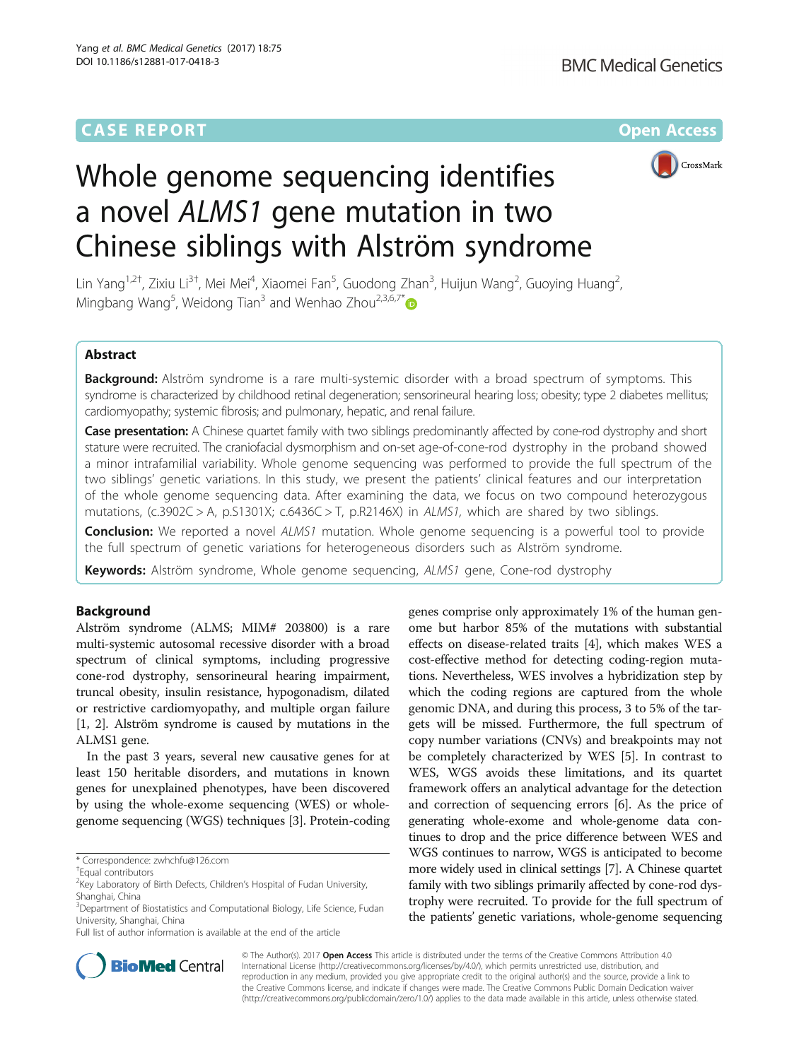CASE REPORT

Open Access

# Whole genome sequencing identifies a novel *ALMS1* gene mutation in two Chinese siblings with Alström syndrome

Lin Yang[1,2†], Zixiu Li[3†], Mei Mei[4], Xiaomei Fan[5], Guodong Zhan[3], Huijun Wang[2], Guoying Huang[2], Mingbang Wang[5], Weidong Tian[3] and Wenhao Zhou[2,3,6,7*]

## Abstract

**Background:** Alström syndrome is a rare multi-systemic disorder with a broad spectrum of symptoms. This syndrome is characterized by childhood retinal degeneration; sensorineural hearing loss; obesity; type 2 diabetes mellitus; cardiomyopathy; systemic fibrosis; and pulmonary, hepatic, and renal failure.

**Case presentation:** A Chinese quartet family with two siblings predominantly affected by cone-rod dystrophy and short stature were recruited. The craniofacial dysmorphism and on-set age-of-cone-rod dystrophy in the proband showed a minor intrafamilial variability. Whole genome sequencing was performed to provide the full spectrum of the two siblings' genetic variations. In this study, we present the patients' clinical features and our interpretation of the whole genome sequencing data. After examining the data, we focus on two compound heterozygous mutations, (c.3902C > A, p.S1301X; c.6436C > T, p.R2146X) in *ALMS1*, which are shared by two siblings.

**Conclusion:** We reported a novel *ALMS1* mutation. Whole genome sequencing is a powerful tool to provide the full spectrum of genetic variations for heterogeneous disorders such as Alström syndrome.

**Keywords:** Alström syndrome, Whole genome sequencing, *ALMS1* gene, Cone-rod dystrophy

## Background

Alström syndrome (ALMS; MIM# 203800) is a rare multi-systemic autosomal recessive disorder with a broad spectrum of clinical symptoms, including progressive cone-rod dystrophy, sensorineural hearing impairment, truncal obesity, insulin resistance, hypogonadism, dilated or restrictive cardiomyopathy, and multiple organ failure [1, 2]. Alström syndrome is caused by mutations in the ALMS1 gene.

In the past 3 years, several new causative genes for at least 150 heritable disorders, and mutations in known genes for unexplained phenotypes, have been discovered by using the whole-exome sequencing (WES) or whole-genome sequencing (WGS) techniques [3]. Protein-coding genes comprise only approximately 1% of the human genome but harbor 85% of the mutations with substantial effects on disease-related traits [4], which makes WES a cost-effective method for detecting coding-region mutations. Nevertheless, WES involves a hybridization step by which the coding regions are captured from the whole genomic DNA, and during this process, 3 to 5% of the targets will be missed. Furthermore, the full spectrum of copy number variations (CNVs) and breakpoints may not be completely characterized by WES [5]. In contrast to WES, WGS avoids these limitations, and its quartet framework offers an analytical advantage for the detection and correction of sequencing errors [6]. As the price of generating whole-exome and whole-genome data continues to drop and the price difference between WES and WGS continues to narrow, WGS is anticipated to become more widely used in clinical settings [7]. A Chinese quartet family with two siblings primarily affected by cone-rod dystrophy were recruited. To provide for the full spectrum of the patients' genetic variations, whole-genome sequencing

* Correspondence: zwhchfu@126.com
† Equal contributors
[2] Key Laboratory of Birth Defects, Children's Hospital of Fudan University, Shanghai, China
[3] Department of Biostatistics and Computational Biology, Life Science, Fudan University, Shanghai, China
Full list of author information is available at the end of the article

© The Author(s). 2017 **Open Access** This article is distributed under the terms of the Creative Commons Attribution 4.0 International License (http://creativecommons.org/licenses/by/4.0/), which permits unrestricted use, distribution, and reproduction in any medium, provided you give appropriate credit to the original author(s) and the source, provide a link to the Creative Commons license, and indicate if changes were made. The Creative Commons Public Domain Dedication waiver (http://creativecommons.org/publicdomain/zero/1.0/) applies to the data made available in this article, unless otherwise stated.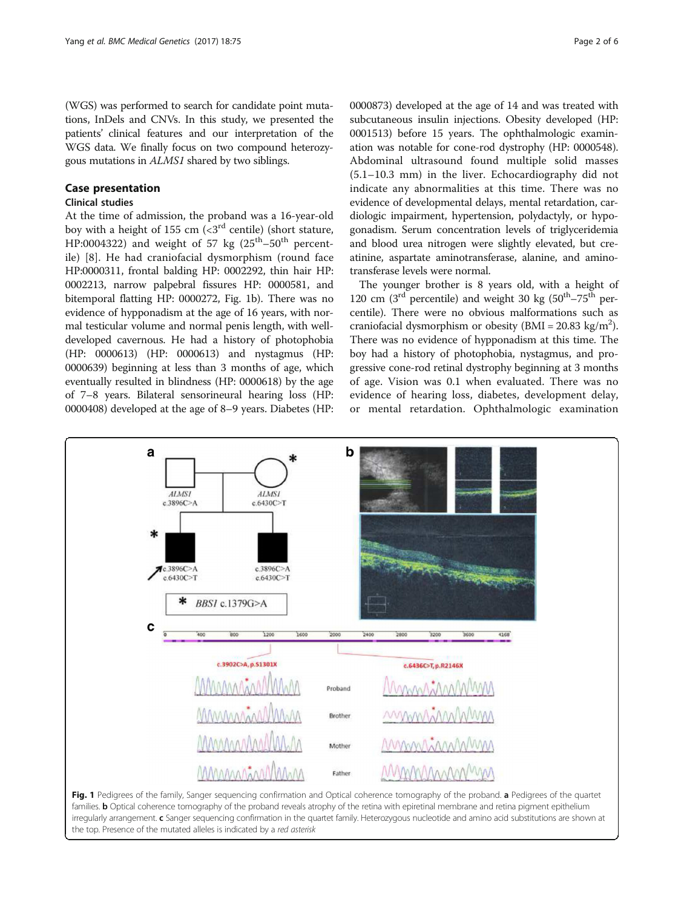(WGS) was performed to search for candidate point mutations, InDels and CNVs. In this study, we presented the patients' clinical features and our interpretation of the WGS data. We finally focus on two compound heterozygous mutations in *ALMS1* shared by two siblings.

## Case presentation

### Clinical studies

At the time of admission, the proband was a 16-year-old boy with a height of 155 cm (<3rd centile) (short stature, HP:0004322) and weight of 57 kg (25th–50th percentile) [8]. He had craniofacial dysmorphism (round face HP:0000311, frontal balding HP: 0002292, thin hair HP: 0002213, narrow palpebral fissures HP: 0000581, and bitemporal flatting HP: 0000272, Fig. 1b). There was no evidence of hypponadism at the age of 16 years, with normal testicular volume and normal penis length, with well-developed cavernous. He had a history of photophobia (HP: 0000613) (HP: 0000613) and nystagmus (HP: 0000639) beginning at less than 3 months of age, which eventually resulted in blindness (HP: 0000618) by the age of 7–8 years. Bilateral sensorineural hearing loss (HP: 0000408) developed at the age of 8–9 years. Diabetes (HP: 0000873) developed at the age of 14 and was treated with subcutaneous insulin injections. Obesity developed (HP: 0001513) before 15 years. The ophthalmologic examination was notable for cone-rod dystrophy (HP: 0000548). Abdominal ultrasound found multiple solid masses (5.1–10.3 mm) in the liver. Echocardiography did not indicate any abnormalities at this time. There was no evidence of developmental delays, mental retardation, cardiologic impairment, hypertension, polydactyly, or hypogonadism. Serum concentration levels of triglyceridemia and blood urea nitrogen were slightly elevated, but creatinine, aspartate aminotransferase, alanine, and aminotransferase levels were normal.

The younger brother is 8 years old, with a height of 120 cm (3rd percentile) and weight 30 kg (50th–75th percentile). There were no obvious malformations such as craniofacial dysmorphism or obesity (BMI = 20.83 kg/m$^2$). There was no evidence of hypponadism at this time. The boy had a history of photophobia, nystagmus, and progressive cone-rod retinal dystrophy beginning at 3 months of age. Vision was 0.1 when evaluated. There was no evidence of hearing loss, diabetes, development delay, or mental retardation. Ophthalmologic examination

**Fig. 1** Pedigrees of the family, Sanger sequencing confirmation and Optical coherence tomography of the proband. **a** Pedigrees of the quartet families. **b** Optical coherence tomography of the proband reveals atrophy of the retina with epiretinal membrane and retina pigment epithelium irregularly arrangement. **c** Sanger sequencing confirmation in the quartet family. Heterozygous nucleotide and amino acid substitutions are shown at the top. Presence of the mutated alleles is indicated by a *red asterisk*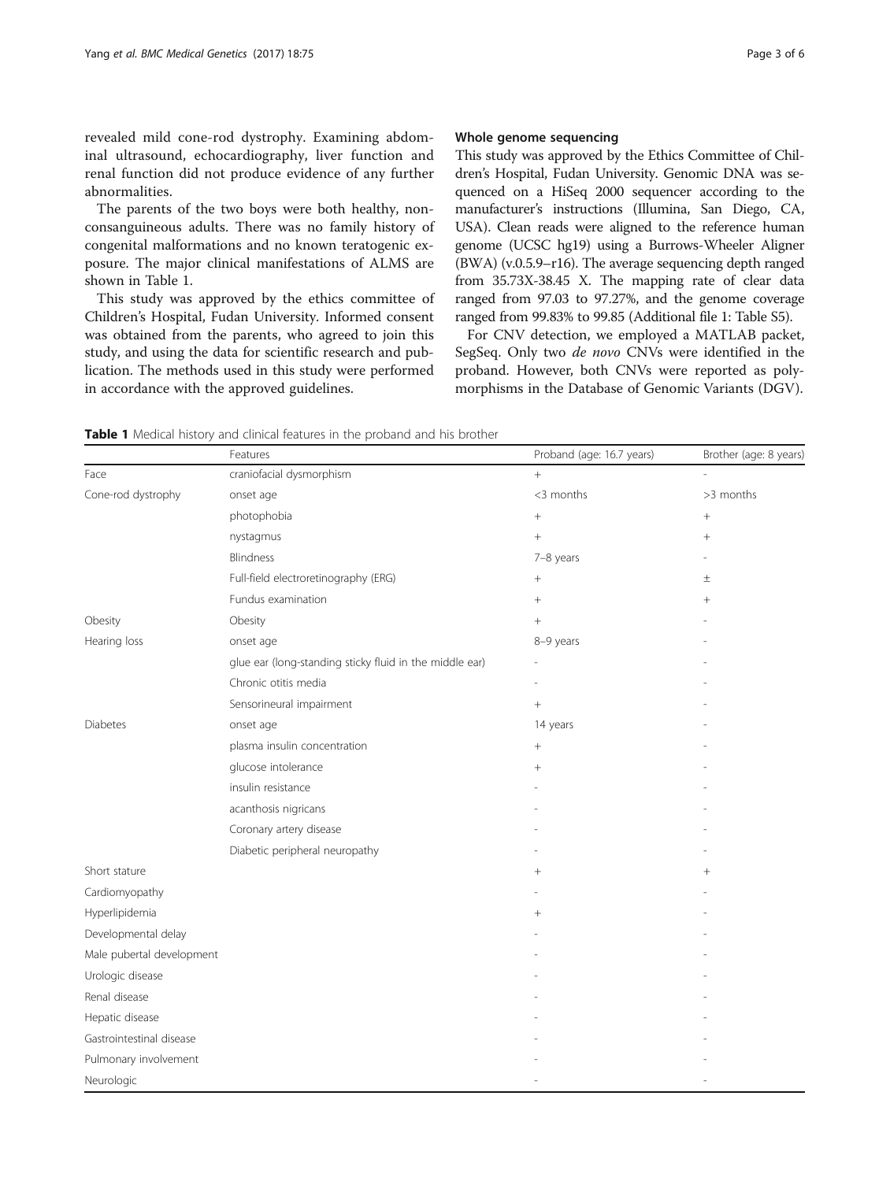revealed mild cone-rod dystrophy. Examining abdominal ultrasound, echocardiography, liver function and renal function did not produce evidence of any further abnormalities.

The parents of the two boys were both healthy, non-consanguineous adults. There was no family history of congenital malformations and no known teratogenic exposure. The major clinical manifestations of ALMS are shown in Table 1.

This study was approved by the ethics committee of Children's Hospital, Fudan University. Informed consent was obtained from the parents, who agreed to join this study, and using the data for scientific research and publication. The methods used in this study were performed in accordance with the approved guidelines.

### Whole genome sequencing

This study was approved by the Ethics Committee of Children's Hospital, Fudan University. Genomic DNA was sequenced on a HiSeq 2000 sequencer according to the manufacturer's instructions (Illumina, San Diego, CA, USA). Clean reads were aligned to the reference human genome (UCSC hg19) using a Burrows-Wheeler Aligner (BWA) (v.0.5.9–r16). The average sequencing depth ranged from 35.73X-38.45 X. The mapping rate of clear data ranged from 97.03 to 97.27%, and the genome coverage ranged from 99.83% to 99.85 (Additional file 1: Table S5).

For CNV detection, we employed a MATLAB packet, SegSeq. Only two *de novo* CNVs were identified in the proband. However, both CNVs were reported as polymorphisms in the Database of Genomic Variants (DGV).

**Table 1** Medical history and clinical features in the proband and his brother

| | Features | Proband (age: 16.7 years) | Brother (age: 8 years) |
|---|---|---|---|
| Face | craniofacial dysmorphism | + | - |
| Cone-rod dystrophy | onset age | <3 months | >3 months |
| | photophobia | + | + |
| | nystagmus | + | + |
| | Blindness | 7–8 years | - |
| | Full-field electroretinography (ERG) | + | ± |
| | Fundus examination | + | + |
| Obesity | Obesity | + | - |
| Hearing loss | onset age | 8–9 years | - |
| | glue ear (long-standing sticky fluid in the middle ear) | - | - |
| | Chronic otitis media | - | - |
| | Sensorineural impairment | + | - |
| Diabetes | onset age | 14 years | - |
| | plasma insulin concentration | + | - |
| | glucose intolerance | + | - |
| | insulin resistance | - | - |
| | acanthosis nigricans | - | - |
| | Coronary artery disease | - | - |
| | Diabetic peripheral neuropathy | - | - |
| Short stature | | + | + |
| Cardiomyopathy | | - | - |
| Hyperlipidemia | | + | - |
| Developmental delay | | - | - |
| Male pubertal development | | - | - |
| Urologic disease | | - | - |
| Renal disease | | - | - |
| Hepatic disease | | - | - |
| Gastrointestinal disease | | - | - |
| Pulmonary involvement | | - | - |
| Neurologic | | - | - |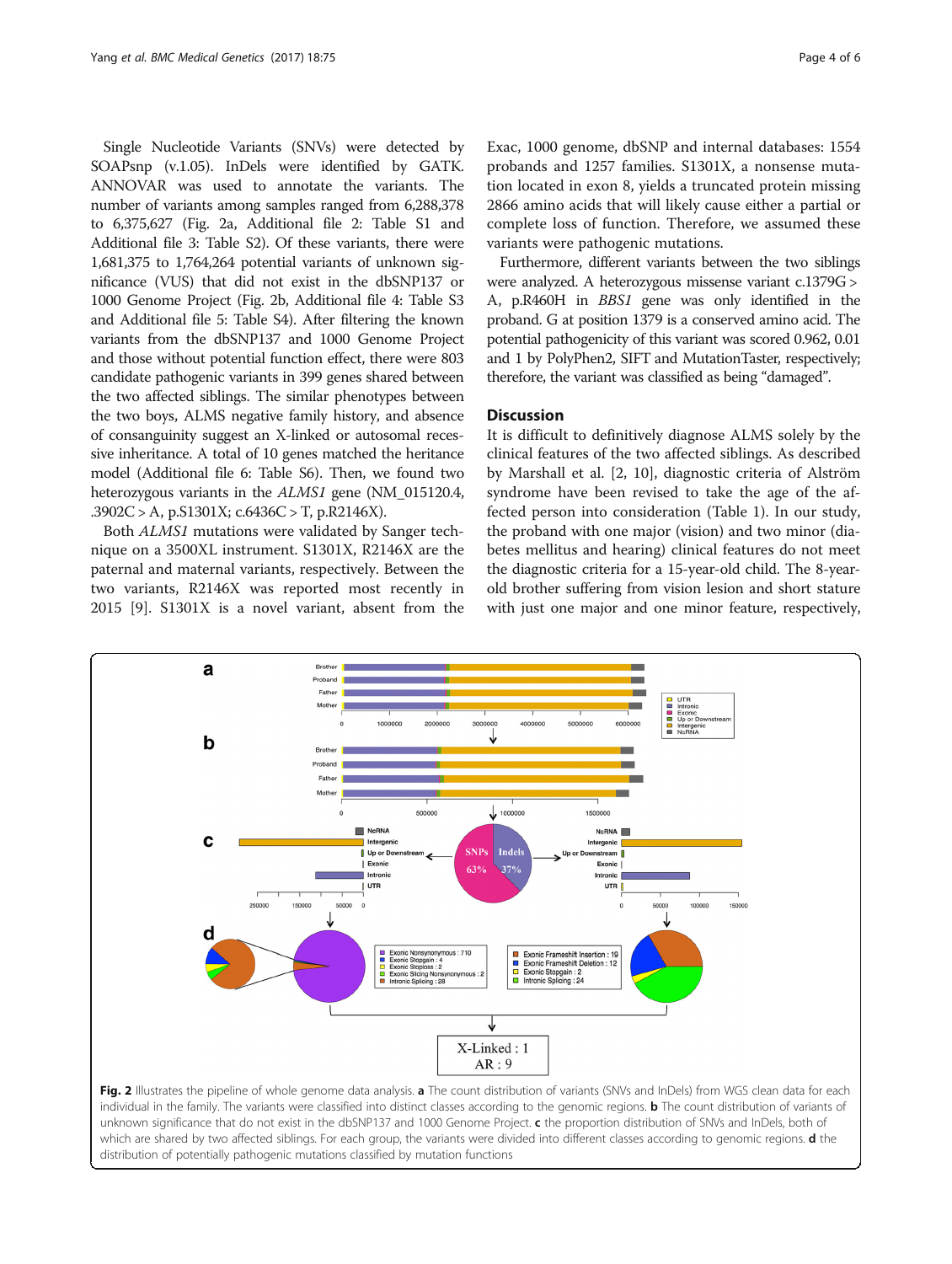Single Nucleotide Variants (SNVs) were detected by SOAPsnp (v.1.05). InDels were identified by GATK. ANNOVAR was used to annotate the variants. The number of variants among samples ranged from 6,288,378 to 6,375,627 (Fig. 2a, Additional file 2: Table S1 and Additional file 3: Table S2). Of these variants, there were 1,681,375 to 1,764,264 potential variants of unknown significance (VUS) that did not exist in the dbSNP137 or 1000 Genome Project (Fig. 2b, Additional file 4: Table S3 and Additional file 5: Table S4). After filtering the known variants from the dbSNP137 and 1000 Genome Project and those without potential function effect, there were 803 candidate pathogenic variants in 399 genes shared between the two affected siblings. The similar phenotypes between the two boys, ALMS negative family history, and absence of consanguinity suggest an X-linked or autosomal recessive inheritance. A total of 10 genes matched the heritance model (Additional file 6: Table S6). Then, we found two heterozygous variants in the *ALMS1* gene (NM_015120.4, .3902C > A, p.S1301X; c.6436C > T, p.R2146X).

Both *ALMS1* mutations were validated by Sanger technique on a 3500XL instrument. S1301X, R2146X are the paternal and maternal variants, respectively. Between the two variants, R2146X was reported most recently in 2015 [9]. S1301X is a novel variant, absent from the Exac, 1000 genome, dbSNP and internal databases: 1554 probands and 1257 families. S1301X, a nonsense mutation located in exon 8, yields a truncated protein missing 2866 amino acids that will likely cause either a partial or complete loss of function. Therefore, we assumed these variants were pathogenic mutations.

Furthermore, different variants between the two siblings were analyzed. A heterozygous missense variant c.1379G > A, p.R460H in *BBS1* gene was only identified in the proband. G at position 1379 is a conserved amino acid. The potential pathogenicity of this variant was scored 0.962, 0.01 and 1 by PolyPhen2, SIFT and MutationTaster, respectively; therefore, the variant was classified as being "damaged".

## Discussion

It is difficult to definitively diagnose ALMS solely by the clinical features of the two affected siblings. As described by Marshall et al. [2, 10], diagnostic criteria of Alström syndrome have been revised to take the age of the affected person into consideration (Table 1). In our study, the proband with one major (vision) and two minor (diabetes mellitus and hearing) clinical features do not meet the diagnostic criteria for a 15-year-old child. The 8-year-old brother suffering from vision lesion and short stature with just one major and one minor feature, respectively,

**Fig. 2** Illustrates the pipeline of whole genome data analysis. **a** The count distribution of variants (SNVs and InDels) from WGS clean data for each individual in the family. The variants were classified into distinct classes according to the genomic regions. **b** The count distribution of variants of unknown significance that do not exist in the dbSNP137 and 1000 Genome Project. **c** the proportion distribution of SNVs and InDels, both of which are shared by two affected siblings. For each group, the variants were divided into different classes according to genomic regions. **d** the distribution of potentially pathogenic mutations classified by mutation functions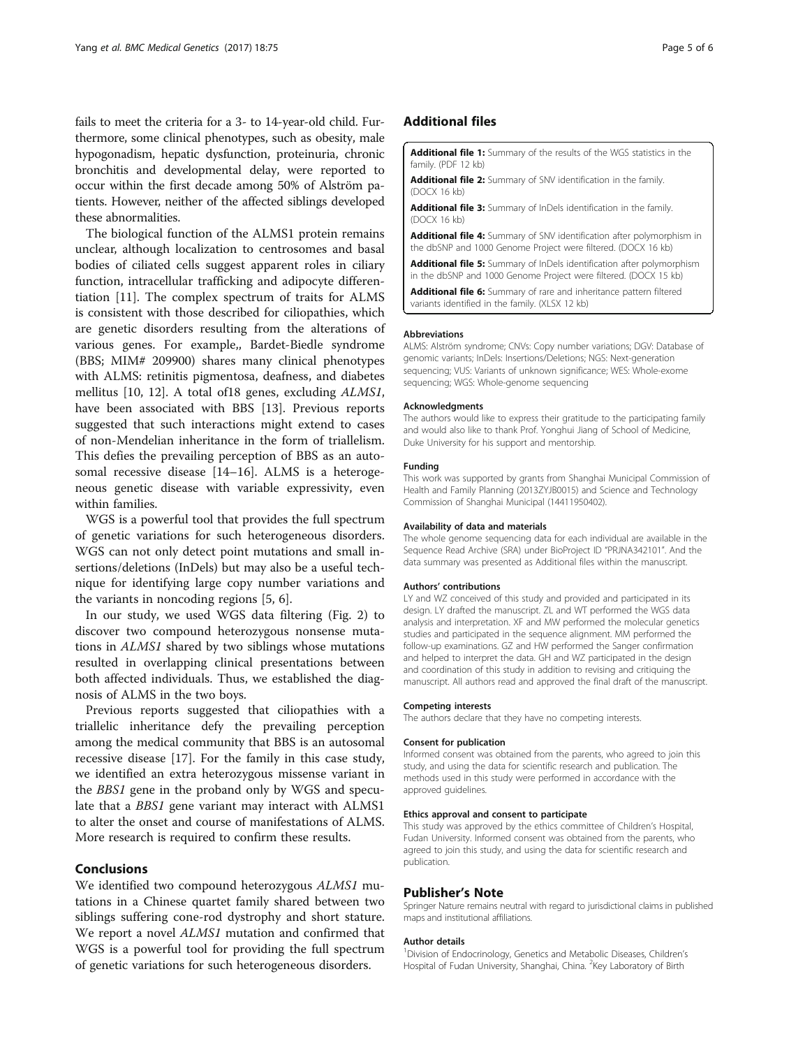fails to meet the criteria for a 3- to 14-year-old child. Furthermore, some clinical phenotypes, such as obesity, male hypogonadism, hepatic dysfunction, proteinuria, chronic bronchitis and developmental delay, were reported to occur within the first decade among 50% of Alström patients. However, neither of the affected siblings developed these abnormalities.

The biological function of the ALMS1 protein remains unclear, although localization to centrosomes and basal bodies of ciliated cells suggest apparent roles in ciliary function, intracellular trafficking and adipocyte differentiation [11]. The complex spectrum of traits for ALMS is consistent with those described for ciliopathies, which are genetic disorders resulting from the alterations of various genes. For example,, Bardet-Biedle syndrome (BBS; MIM# 209900) shares many clinical phenotypes with ALMS: retinitis pigmentosa, deafness, and diabetes mellitus [10, 12]. A total of18 genes, excluding *ALMS1*, have been associated with BBS [13]. Previous reports suggested that such interactions might extend to cases of non-Mendelian inheritance in the form of triallelism. This defies the prevailing perception of BBS as an autosomal recessive disease [14–16]. ALMS is a heterogeneous genetic disease with variable expressivity, even within families.

WGS is a powerful tool that provides the full spectrum of genetic variations for such heterogeneous disorders. WGS can not only detect point mutations and small insertions/deletions (InDels) but may also be a useful technique for identifying large copy number variations and the variants in noncoding regions [5, 6].

In our study, we used WGS data filtering (Fig. 2) to discover two compound heterozygous nonsense mutations in *ALMS1* shared by two siblings whose mutations resulted in overlapping clinical presentations between both affected individuals. Thus, we established the diagnosis of ALMS in the two boys.

Previous reports suggested that ciliopathies with a triallelic inheritance defy the prevailing perception among the medical community that BBS is an autosomal recessive disease [17]. For the family in this case study, we identified an extra heterozygous missense variant in the *BBS1* gene in the proband only by WGS and speculate that a *BBS1* gene variant may interact with ALMS1 to alter the onset and course of manifestations of ALMS. More research is required to confirm these results.

## Conclusions

We identified two compound heterozygous *ALMS1* mutations in a Chinese quartet family shared between two siblings suffering cone-rod dystrophy and short stature. We report a novel *ALMS1* mutation and confirmed that WGS is a powerful tool for providing the full spectrum of genetic variations for such heterogeneous disorders.

## Additional files

**Additional file 1:** Summary of the results of the WGS statistics in the family. (PDF 12 kb)

**Additional file 2:** Summary of SNV identification in the family. (DOCX 16 kb)

**Additional file 3:** Summary of InDels identification in the family. (DOCX 16 kb)

**Additional file 4:** Summary of SNV identification after polymorphism in the dbSNP and 1000 Genome Project were filtered. (DOCX 16 kb)

**Additional file 5:** Summary of InDels identification after polymorphism in the dbSNP and 1000 Genome Project were filtered. (DOCX 15 kb)

**Additional file 6:** Summary of rare and inheritance pattern filtered variants identified in the family. (XLSX 12 kb)

#### Abbreviations

ALMS: Alström syndrome; CNVs: Copy number variations; DGV: Database of genomic variants; InDels: Insertions/Deletions; NGS: Next-generation sequencing; VUS: Variants of unknown significance; WES: Whole-exome sequencing; WGS: Whole-genome sequencing

#### Acknowledgments

The authors would like to express their gratitude to the participating family and would also like to thank Prof. Yonghui Jiang of School of Medicine, Duke University for his support and mentorship.

#### Funding

This work was supported by grants from Shanghai Municipal Commission of Health and Family Planning (2013ZYJB0015) and Science and Technology Commission of Shanghai Municipal (14411950402).

#### Availability of data and materials

The whole genome sequencing data for each individual are available in the Sequence Read Archive (SRA) under BioProject ID "PRJNA342101". And the data summary was presented as Additional files within the manuscript.

#### Authors' contributions

LY and WZ conceived of this study and provided and participated in its design. LY drafted the manuscript. ZL and WT performed the WGS data analysis and interpretation. XF and MW performed the molecular genetics studies and participated in the sequence alignment. MM performed the follow-up examinations. GZ and HW performed the Sanger confirmation and helped to interpret the data. GH and WZ participated in the design and coordination of this study in addition to revising and critiquing the manuscript. All authors read and approved the final draft of the manuscript.

#### Competing interests

The authors declare that they have no competing interests.

#### Consent for publication

Informed consent was obtained from the parents, who agreed to join this study, and using the data for scientific research and publication. The methods used in this study were performed in accordance with the approved guidelines.

#### Ethics approval and consent to participate

This study was approved by the ethics committee of Children's Hospital, Fudan University. Informed consent was obtained from the parents, who agreed to join this study, and using the data for scientific research and publication.

## Publisher's Note

Springer Nature remains neutral with regard to jurisdictional claims in published maps and institutional affiliations.

#### Author details

[1]Division of Endocrinology, Genetics and Metabolic Diseases, Children's Hospital of Fudan University, Shanghai, China. [2]Key Laboratory of Birth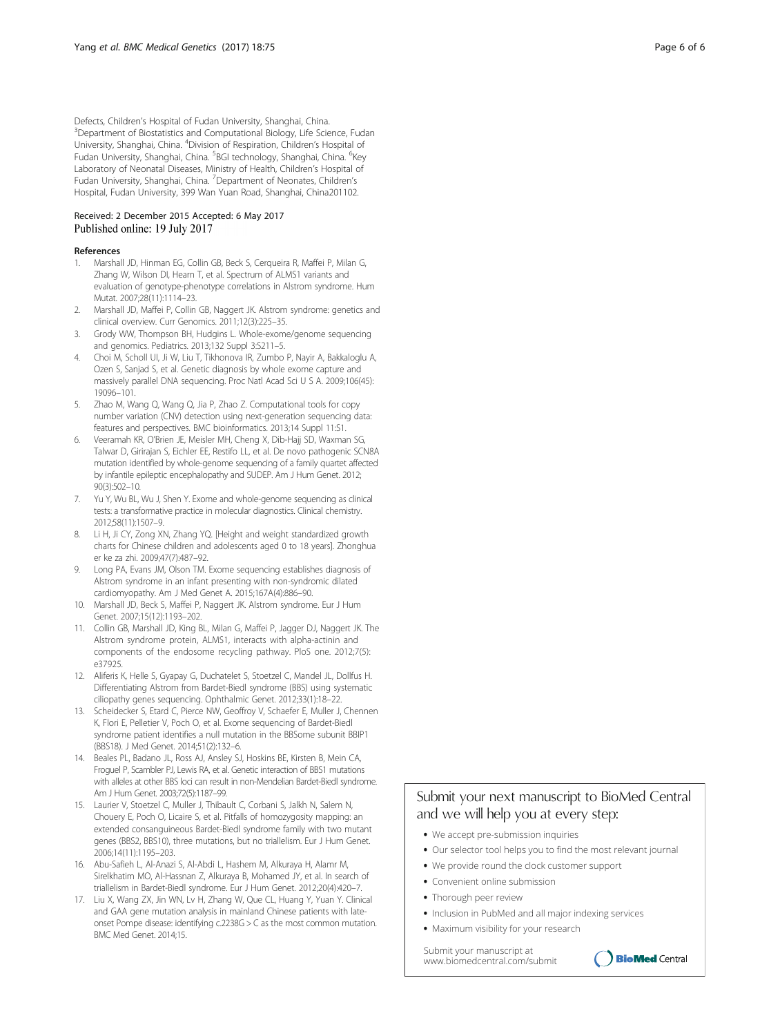Defects, Children's Hospital of Fudan University, Shanghai, China. [3]Department of Biostatistics and Computational Biology, Life Science, Fudan University, Shanghai, China. [4]Division of Respiration, Children's Hospital of Fudan University, Shanghai, China. [5]BGI technology, Shanghai, China. [6]Key Laboratory of Neonatal Diseases, Ministry of Health, Children's Hospital of Fudan University, Shanghai, China. [7]Department of Neonates, Children's Hospital, Fudan University, 399 Wan Yuan Road, Shanghai, China201102.

Received: 2 December 2015 Accepted: 6 May 2017
Published online: 19 July 2017

## References

1. Marshall JD, Hinman EG, Collin GB, Beck S, Cerqueira R, Maffei P, Milan G, Zhang W, Wilson DI, Hearn T, et al. Spectrum of ALMS1 variants and evaluation of genotype-phenotype correlations in Alstrom syndrome. Hum Mutat. 2007;28(11):1114–23.
2. Marshall JD, Maffei P, Collin GB, Naggert JK. Alstrom syndrome: genetics and clinical overview. Curr Genomics. 2011;12(3):225–35.
3. Grody WW, Thompson BH, Hudgins L. Whole-exome/genome sequencing and genomics. Pediatrics. 2013;132 Suppl 3:S211–5.
4. Choi M, Scholl UI, Ji W, Liu T, Tikhonova IR, Zumbo P, Nayir A, Bakkaloglu A, Ozen S, Sanjad S, et al. Genetic diagnosis by whole exome capture and massively parallel DNA sequencing. Proc Natl Acad Sci U S A. 2009;106(45): 19096–101.
5. Zhao M, Wang Q, Wang Q, Jia P, Zhao Z. Computational tools for copy number variation (CNV) detection using next-generation sequencing data: features and perspectives. BMC bioinformatics. 2013;14 Suppl 11:S1.
6. Veeramah KR, O'Brien JE, Meisler MH, Cheng X, Dib-Hajj SD, Waxman SG, Talwar D, Girirajan S, Eichler EE, Restifo LL, et al. De novo pathogenic SCN8A mutation identified by whole-genome sequencing of a family quartet affected by infantile epileptic encephalopathy and SUDEP. Am J Hum Genet. 2012; 90(3):502–10.
7. Yu Y, Wu BL, Wu J, Shen Y. Exome and whole-genome sequencing as clinical tests: a transformative practice in molecular diagnostics. Clinical chemistry. 2012;58(11):1507–9.
8. Li H, Ji CY, Zong XN, Zhang YQ. [Height and weight standardized growth charts for Chinese children and adolescents aged 0 to 18 years]. Zhonghua er ke za zhi. 2009;47(7):487–92.
9. Long PA, Evans JM, Olson TM. Exome sequencing establishes diagnosis of Alstrom syndrome in an infant presenting with non-syndromic dilated cardiomyopathy. Am J Med Genet A. 2015;167A(4):886–90.
10. Marshall JD, Beck S, Maffei P, Naggert JK. Alstrom syndrome. Eur J Hum Genet. 2007;15(12):1193–202.
11. Collin GB, Marshall JD, King BL, Milan G, Maffei P, Jagger DJ, Naggert JK. The Alstrom syndrome protein, ALMS1, interacts with alpha-actinin and components of the endosome recycling pathway. PloS one. 2012;7(5): e37925.
12. Aliferis K, Helle S, Gyapay G, Duchatelet S, Stoetzel C, Mandel JL, Dollfus H. Differentiating Alstrom from Bardet-Biedl syndrome (BBS) using systematic ciliopathy genes sequencing. Ophthalmic Genet. 2012;33(1):18–22.
13. Scheidecker S, Etard C, Pierce NW, Geoffroy V, Schaefer E, Muller J, Chennen K, Flori E, Pelletier V, Poch O, et al. Exome sequencing of Bardet-Biedl syndrome patient identifies a null mutation in the BBSome subunit BBIP1 (BBS18). J Med Genet. 2014;51(2):132–6.
14. Beales PL, Badano JL, Ross AJ, Ansley SJ, Hoskins BE, Kirsten B, Mein CA, Froguel P, Scambler PJ, Lewis RA, et al. Genetic interaction of BBS1 mutations with alleles at other BBS loci can result in non-Mendelian Bardet-Biedl syndrome. Am J Hum Genet. 2003;72(5):1187–99.
15. Laurier V, Stoetzel C, Muller J, Thibault C, Corbani S, Jalkh N, Salem N, Chouery E, Poch O, Licaire S, et al. Pitfalls of homozygosity mapping: an extended consanguineous Bardet-Biedl syndrome family with two mutant genes (BBS2, BBS10), three mutations, but no triallelism. Eur J Hum Genet. 2006;14(11):1195–203.
16. Abu-Safieh L, Al-Anazi S, Al-Abdi L, Hashem M, Alkuraya H, Alamr M, Sirelkhatim MO, Al-Hassnan Z, Alkuraya B, Mohamed JY, et al. In search of triallelism in Bardet-Biedl syndrome. Eur J Hum Genet. 2012;20(4):420–7.
17. Liu X, Wang ZX, Jin WN, Lv H, Zhang W, Que CL, Huang Y, Yuan Y. Clinical and GAA gene mutation analysis in mainland Chinese patients with late-onset Pompe disease: identifying c.2238G > C as the most common mutation. BMC Med Genet. 2014;15.

Submit your next manuscript to BioMed Central and we will help you at every step:

- We accept pre-submission inquiries
- Our selector tool helps you to find the most relevant journal
- We provide round the clock customer support
- Convenient online submission
- Thorough peer review
- Inclusion in PubMed and all major indexing services
- Maximum visibility for your research

Submit your manuscript at
www.biomedcentral.com/submit